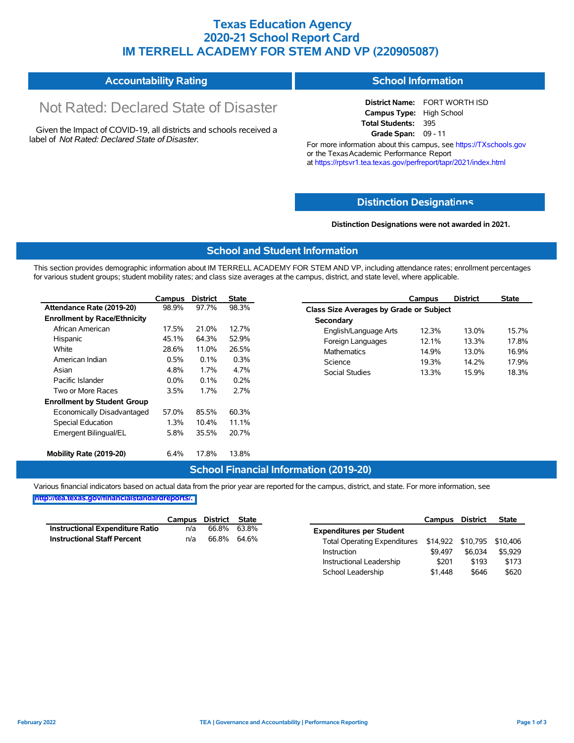# Texas Education Agency
# 2020-21 School Report Card
# IM TERRELL ACADEMY FOR STEM AND VP (220905087)

## Accountability Rating

Not Rated: Declared State of Disaster

Given the Impact of COVID-19, all districts and schools received a label of *Not Rated: Declared State of Disaster*.

## School Information

**District Name:** FORT WORTH ISD
**Campus Type:** High School
**Total Students:** 395
**Grade Span:** 09 - 11

For more information about this campus, see https://TXschools.gov or the Texas Academic Performance Report at https://rptsvr1.tea.texas.gov/perfreport/tapr/2021/index.html

## Distinction Designations

**Distinction Designations were not awarded in 2021.**

## School and Student Information

This section provides demographic information about IM TERRELL ACADEMY FOR STEM AND VP, including attendance rates; enrollment percentages for various student groups; student mobility rates; and class size averages at the campus, district, and state level, where applicable.

| | Campus | District | State |
|---|---|---|---|
| **Attendance Rate (2019-20)** | 98.9% | 97.7% | 98.3% |
| **Enrollment by Race/Ethnicity** | | | |
| African American | 17.5% | 21.0% | 12.7% |
| Hispanic | 45.1% | 64.3% | 52.9% |
| White | 28.6% | 11.0% | 26.5% |
| American Indian | 0.5% | 0.1% | 0.3% |
| Asian | 4.8% | 1.7% | 4.7% |
| Pacific Islander | 0.0% | 0.1% | 0.2% |
| Two or More Races | 3.5% | 1.7% | 2.7% |
| **Enrollment by Student Group** | | | |
| Economically Disadvantaged | 57.0% | 85.5% | 60.3% |
| Special Education | 1.3% | 10.4% | 11.1% |
| Emergent Bilingual/EL | 5.8% | 35.5% | 20.7% |
| **Mobility Rate (2019-20)** | 6.4% | 17.8% | 13.8% |

| | Campus | District | State |
|---|---|---|---|
| **Class Size Averages by Grade or Subject** | | | |
| **Secondary** | | | |
| English/Language Arts | 12.3% | 13.0% | 15.7% |
| Foreign Languages | 12.1% | 13.3% | 17.8% |
| Mathematics | 14.9% | 13.0% | 16.9% |
| Science | 19.3% | 14.2% | 17.9% |
| Social Studies | 13.3% | 15.9% | 18.3% |

## School Financial Information (2019-20)

Various financial indicators based on actual data from the prior year are reported for the campus, district, and state. For more information, see http://tea.texas.gov/financialstandardreports/.

| | Campus | District | State |
|---|---|---|---|
| **Instructional Expenditure Ratio** | n/a | 66.8% | 63.8% |
| **Instructional Staff Percent** | n/a | 66.8% | 64.6% |

| | Campus | District | State |
|---|---|---|---|
| **Expenditures per Student** | | | |
| Total Operating Expenditures | $14,922 | $10,795 | $10,406 |
| Instruction | $9,497 | $6,034 | $5,929 |
| Instructional Leadership | $201 | $193 | $173 |
| School Leadership | $1,448 | $646 | $620 |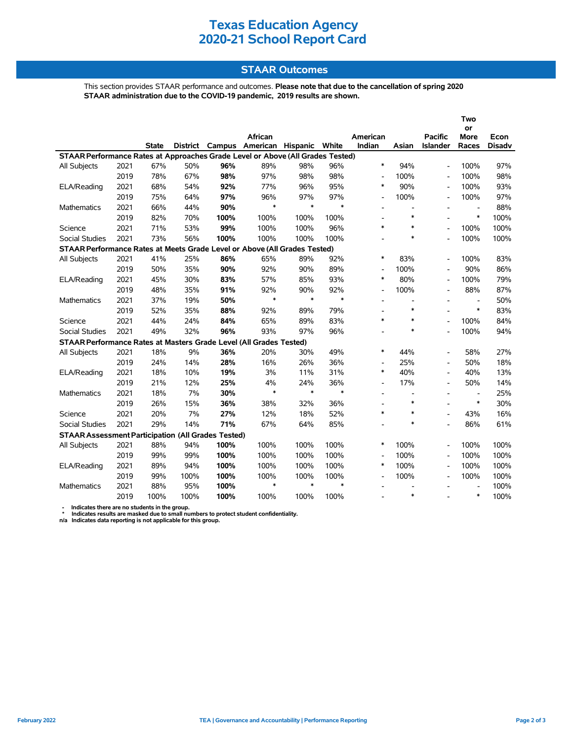# Texas Education Agency
# 2020-21 School Report Card

## STAAR Outcomes

This section provides STAAR performance and outcomes. **Please note that due to the cancellation of spring 2020 STAAR administration due to the COVID-19 pandemic, 2019 results are shown.**

| | | State | District | Campus | African American | Hispanic | White | American Indian | Asian | Pacific Islander | Two or More Races | Econ Disadv |
|---|---|---|---|---|---|---|---|---|---|---|---|---|
| **STAAR Performance Rates at Approaches Grade Level or Above (All Grades Tested)** | | | | | | | | | | | | |
| All Subjects | 2021 | 67% | 50% | **96%** | 89% | 98% | 96% | * | 94% | - | 100% | 97% |
| | 2019 | 78% | 67% | **98%** | 97% | 98% | 98% | - | 100% | - | 100% | 98% |
| ELA/Reading | 2021 | 68% | 54% | **92%** | 77% | 96% | 95% | * | 90% | - | 100% | 93% |
| | 2019 | 75% | 64% | **97%** | 96% | 97% | 97% | - | 100% | - | 100% | 97% |
| Mathematics | 2021 | 66% | 44% | **90%** | * | * | * | - | - | - | - | 88% |
| | 2019 | 82% | 70% | **100%** | 100% | 100% | 100% | - | * | - | * | 100% |
| Science | 2021 | 71% | 53% | **99%** | 100% | 100% | 96% | * | * | - | 100% | 100% |
| Social Studies | 2021 | 73% | 56% | **100%** | 100% | 100% | 100% | - | * | - | 100% | 100% |
| **STAAR Performance Rates at Meets Grade Level or Above (All Grades Tested)** | | | | | | | | | | | | |
| All Subjects | 2021 | 41% | 25% | **86%** | 65% | 89% | 92% | * | 83% | - | 100% | 83% |
| | 2019 | 50% | 35% | **90%** | 92% | 90% | 89% | - | 100% | - | 90% | 86% |
| ELA/Reading | 2021 | 45% | 30% | **83%** | 57% | 85% | 93% | * | 80% | - | 100% | 79% |
| | 2019 | 48% | 35% | **91%** | 92% | 90% | 92% | - | 100% | - | 88% | 87% |
| Mathematics | 2021 | 37% | 19% | **50%** | * | * | * | - | - | - | - | 50% |
| | 2019 | 52% | 35% | **88%** | 92% | 89% | 79% | - | * | - | * | 83% |
| Science | 2021 | 44% | 24% | **84%** | 65% | 89% | 83% | * | * | - | 100% | 84% |
| Social Studies | 2021 | 49% | 32% | **96%** | 93% | 97% | 96% | - | * | - | 100% | 94% |
| **STAAR Performance Rates at Masters Grade Level (All Grades Tested)** | | | | | | | | | | | | |
| All Subjects | 2021 | 18% | 9% | **36%** | 20% | 30% | 49% | * | 44% | - | 58% | 27% |
| | 2019 | 24% | 14% | **28%** | 16% | 26% | 36% | - | 25% | - | 50% | 18% |
| ELA/Reading | 2021 | 18% | 10% | **19%** | 3% | 11% | 31% | * | 40% | - | 40% | 13% |
| | 2019 | 21% | 12% | **25%** | 4% | 24% | 36% | - | 17% | - | 50% | 14% |
| Mathematics | 2021 | 18% | 7% | **30%** | * | * | * | - | - | - | - | 25% |
| | 2019 | 26% | 15% | **36%** | 38% | 32% | 36% | - | * | - | * | 30% |
| Science | 2021 | 20% | 7% | **27%** | 12% | 18% | 52% | * | * | - | 43% | 16% |
| Social Studies | 2021 | 29% | 14% | **71%** | 67% | 64% | 85% | - | * | - | 86% | 61% |
| **STAAR Assessment Participation (All Grades Tested)** | | | | | | | | | | | | |
| All Subjects | 2021 | 88% | 94% | **100%** | 100% | 100% | 100% | * | 100% | - | 100% | 100% |
| | 2019 | 99% | 99% | **100%** | 100% | 100% | 100% | - | 100% | - | 100% | 100% |
| ELA/Reading | 2021 | 89% | 94% | **100%** | 100% | 100% | 100% | * | 100% | - | 100% | 100% |
| | 2019 | 99% | 100% | **100%** | 100% | 100% | 100% | - | 100% | - | 100% | 100% |
| Mathematics | 2021 | 88% | 95% | **100%** | * | * | * | - | - | - | - | 100% |
| | 2019 | 100% | 100% | **100%** | 100% | 100% | 100% | - | * | - | * | 100% |

- \- Indicates there are no students in the group.
- \* Indicates results are masked due to small numbers to protect student confidentiality.
- n/a Indicates data reporting is not applicable for this group.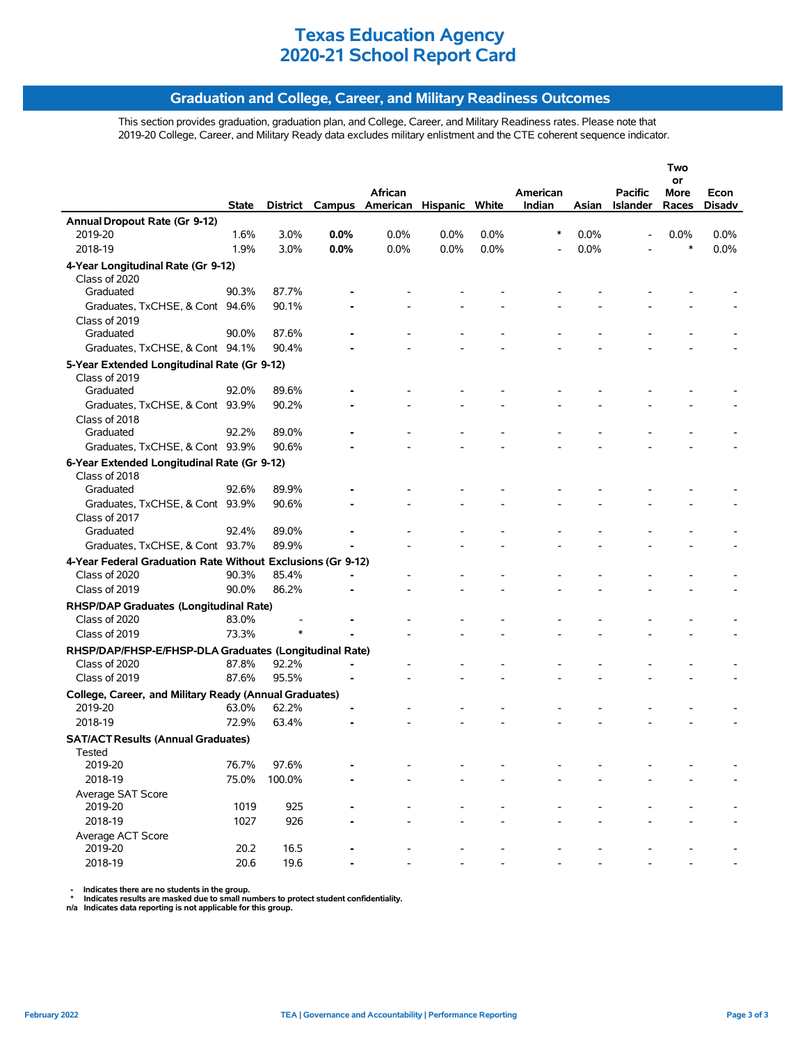# Texas Education Agency
# 2020-21 School Report Card

## Graduation and College, Career, and Military Readiness Outcomes

This section provides graduation, graduation plan, and College, Career, and Military Readiness rates. Please note that 2019-20 College, Career, and Military Ready data excludes military enlistment and the CTE coherent sequence indicator.

| | State | District | Campus | African American | Hispanic | White | American Indian | Asian | Pacific Islander | Two or More Races | Econ Disadv |
|---|---|---|---|---|---|---|---|---|---|---|---|
| **Annual Dropout Rate (Gr 9-12)** | | | | | | | | | | | |
| 2019-20 | 1.6% | 3.0% | **0.0%** | 0.0% | 0.0% | 0.0% | * | 0.0% | - | 0.0% | 0.0% |
| 2018-19 | 1.9% | 3.0% | **0.0%** | 0.0% | 0.0% | 0.0% | - | 0.0% | - | * | 0.0% |
| **4-Year Longitudinal Rate (Gr 9-12)** | | | | | | | | | | | |
| Class of 2020 | | | | | | | | | | | |
| Graduated | 90.3% | 87.7% | **-** | - | - | - | - | - | - | - | - |
| Graduates, TxCHSE, & Cont | 94.6% | 90.1% | **-** | - | - | - | - | - | - | - | - |
| Class of 2019 | | | | | | | | | | | |
| Graduated | 90.0% | 87.6% | **-** | - | - | - | - | - | - | - | - |
| Graduates, TxCHSE, & Cont | 94.1% | 90.4% | **-** | - | - | - | - | - | - | - | - |
| **5-Year Extended Longitudinal Rate (Gr 9-12)** | | | | | | | | | | | |
| Class of 2019 | | | | | | | | | | | |
| Graduated | 92.0% | 89.6% | **-** | - | - | - | - | - | - | - | - |
| Graduates, TxCHSE, & Cont | 93.9% | 90.2% | **-** | - | - | - | - | - | - | - | - |
| Class of 2018 | | | | | | | | | | | |
| Graduated | 92.2% | 89.0% | **-** | - | - | - | - | - | - | - | - |
| Graduates, TxCHSE, & Cont | 93.9% | 90.6% | **-** | - | - | - | - | - | - | - | - |
| **6-Year Extended Longitudinal Rate (Gr 9-12)** | | | | | | | | | | | |
| Class of 2018 | | | | | | | | | | | |
| Graduated | 92.6% | 89.9% | **-** | - | - | - | - | - | - | - | - |
| Graduates, TxCHSE, & Cont | 93.9% | 90.6% | **-** | - | - | - | - | - | - | - | - |
| Class of 2017 | | | | | | | | | | | |
| Graduated | 92.4% | 89.0% | **-** | - | - | - | - | - | - | - | - |
| Graduates, TxCHSE, & Cont | 93.7% | 89.9% | **-** | - | - | - | - | - | - | - | - |
| **4-Year Federal Graduation Rate Without Exclusions (Gr 9-12)** | | | | | | | | | | | |
| Class of 2020 | 90.3% | 85.4% | **-** | - | - | - | - | - | - | - | - |
| Class of 2019 | 90.0% | 86.2% | **-** | - | - | - | - | - | - | - | - |
| **RHSP/DAP Graduates (Longitudinal Rate)** | | | | | | | | | | | |
| Class of 2020 | 83.0% | - | **-** | - | - | - | - | - | - | - | - |
| Class of 2019 | 73.3% | * | **-** | - | - | - | - | - | - | - | - |
| **RHSP/DAP/FHSP-E/FHSP-DLA Graduates (Longitudinal Rate)** | | | | | | | | | | | |
| Class of 2020 | 87.8% | 92.2% | **-** | - | - | - | - | - | - | - | - |
| Class of 2019 | 87.6% | 95.5% | **-** | - | - | - | - | - | - | - | - |
| **College, Career, and Military Ready (Annual Graduates)** | | | | | | | | | | | |
| 2019-20 | 63.0% | 62.2% | **-** | - | - | - | - | - | - | - | - |
| 2018-19 | 72.9% | 63.4% | **-** | - | - | - | - | - | - | - | - |
| **SAT/ACT Results (Annual Graduates)** | | | | | | | | | | | |
| Tested | | | | | | | | | | | |
| 2019-20 | 76.7% | 97.6% | **-** | - | - | - | - | - | - | - | - |
| 2018-19 | 75.0% | 100.0% | **-** | - | - | - | - | - | - | - | - |
| Average SAT Score | | | | | | | | | | | |
| 2019-20 | 1019 | 925 | **-** | - | - | - | - | - | - | - | - |
| 2018-19 | 1027 | 926 | **-** | - | - | - | - | - | - | - | - |
| Average ACT Score | | | | | | | | | | | |
| 2019-20 | 20.2 | 16.5 | **-** | - | - | - | - | - | - | - | - |
| 2018-19 | 20.6 | 19.6 | **-** | - | - | - | - | - | - | - | - |

**-** Indicates there are no students in the group.
**\*** Indicates results are masked due to small numbers to protect student confidentiality.
**n/a** Indicates data reporting is not applicable for this group.